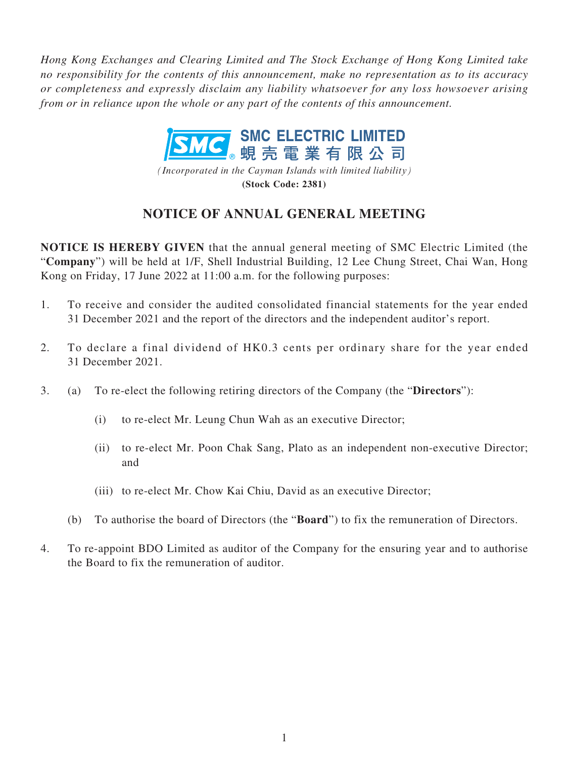*Hong Kong Exchanges and Clearing Limited and The Stock Exchange of Hong Kong Limited take no responsibility for the contents of this announcement, make no representation as to its accuracy or completeness and expressly disclaim any liability whatsoever for any loss howsoever arising from or in reliance upon the whole or any part of the contents of this announcement.*

**SMC ELECTRIC LIMITED**
**蜆殼電業有限公司**

*(Incorporated in the Cayman Islands with limited liability)*

**(Stock Code: 2381)**

# NOTICE OF ANNUAL GENERAL MEETING

**NOTICE IS HEREBY GIVEN** that the annual general meeting of SMC Electric Limited (the "**Company**") will be held at 1/F, Shell Industrial Building, 12 Lee Chung Street, Chai Wan, Hong Kong on Friday, 17 June 2022 at 11:00 a.m. for the following purposes:

1. To receive and consider the audited consolidated financial statements for the year ended 31 December 2021 and the report of the directors and the independent auditor's report.

2. To declare a final dividend of HK0.3 cents per ordinary share for the year ended 31 December 2021.

3. (a) To re-elect the following retiring directors of the Company (the "**Directors**"):

   (i) to re-elect Mr. Leung Chun Wah as an executive Director;

   (ii) to re-elect Mr. Poon Chak Sang, Plato as an independent non-executive Director; and

   (iii) to re-elect Mr. Chow Kai Chiu, David as an executive Director;

   (b) To authorise the board of Directors (the "**Board**") to fix the remuneration of Directors.

4. To re-appoint BDO Limited as auditor of the Company for the ensuring year and to authorise the Board to fix the remuneration of auditor.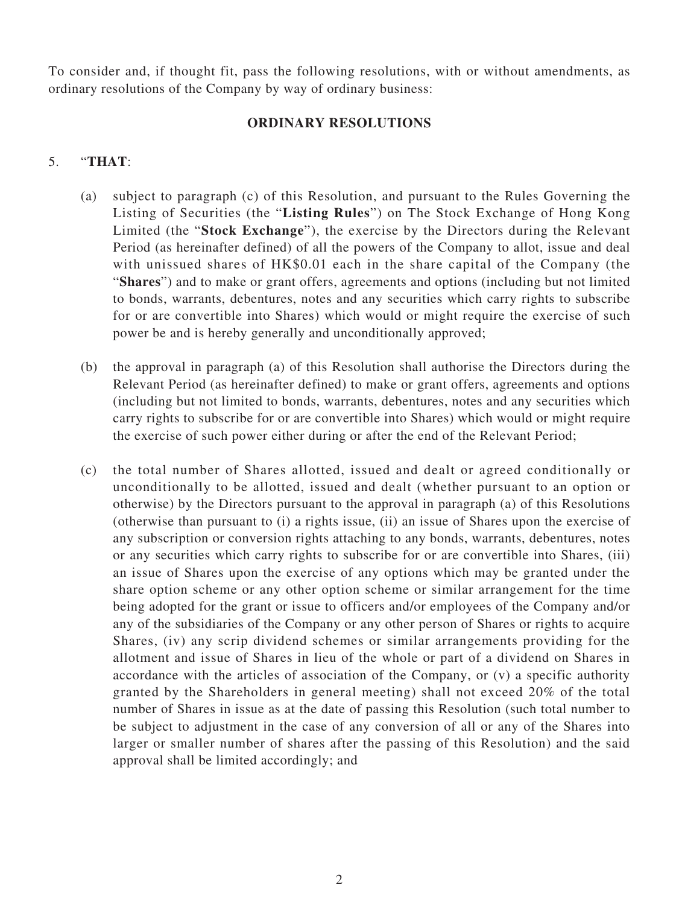To consider and, if thought fit, pass the following resolutions, with or without amendments, as ordinary resolutions of the Company by way of ordinary business:

**ORDINARY RESOLUTIONS**

5. "**THAT**:

   (a) subject to paragraph (c) of this Resolution, and pursuant to the Rules Governing the Listing of Securities (the "**Listing Rules**") on The Stock Exchange of Hong Kong Limited (the "**Stock Exchange**"), the exercise by the Directors during the Relevant Period (as hereinafter defined) of all the powers of the Company to allot, issue and deal with unissued shares of HK$0.01 each in the share capital of the Company (the "**Shares**") and to make or grant offers, agreements and options (including but not limited to bonds, warrants, debentures, notes and any securities which carry rights to subscribe for or are convertible into Shares) which would or might require the exercise of such power be and is hereby generally and unconditionally approved;

   (b) the approval in paragraph (a) of this Resolution shall authorise the Directors during the Relevant Period (as hereinafter defined) to make or grant offers, agreements and options (including but not limited to bonds, warrants, debentures, notes and any securities which carry rights to subscribe for or are convertible into Shares) which would or might require the exercise of such power either during or after the end of the Relevant Period;

   (c) the total number of Shares allotted, issued and dealt or agreed conditionally or unconditionally to be allotted, issued and dealt (whether pursuant to an option or otherwise) by the Directors pursuant to the approval in paragraph (a) of this Resolutions (otherwise than pursuant to (i) a rights issue, (ii) an issue of Shares upon the exercise of any subscription or conversion rights attaching to any bonds, warrants, debentures, notes or any securities which carry rights to subscribe for or are convertible into Shares, (iii) an issue of Shares upon the exercise of any options which may be granted under the share option scheme or any other option scheme or similar arrangement for the time being adopted for the grant or issue to officers and/or employees of the Company and/or any of the subsidiaries of the Company or any other person of Shares or rights to acquire Shares, (iv) any scrip dividend schemes or similar arrangements providing for the allotment and issue of Shares in lieu of the whole or part of a dividend on Shares in accordance with the articles of association of the Company, or (v) a specific authority granted by the Shareholders in general meeting) shall not exceed 20% of the total number of Shares in issue as at the date of passing this Resolution (such total number to be subject to adjustment in the case of any conversion of all or any of the Shares into larger or smaller number of shares after the passing of this Resolution) and the said approval shall be limited accordingly; and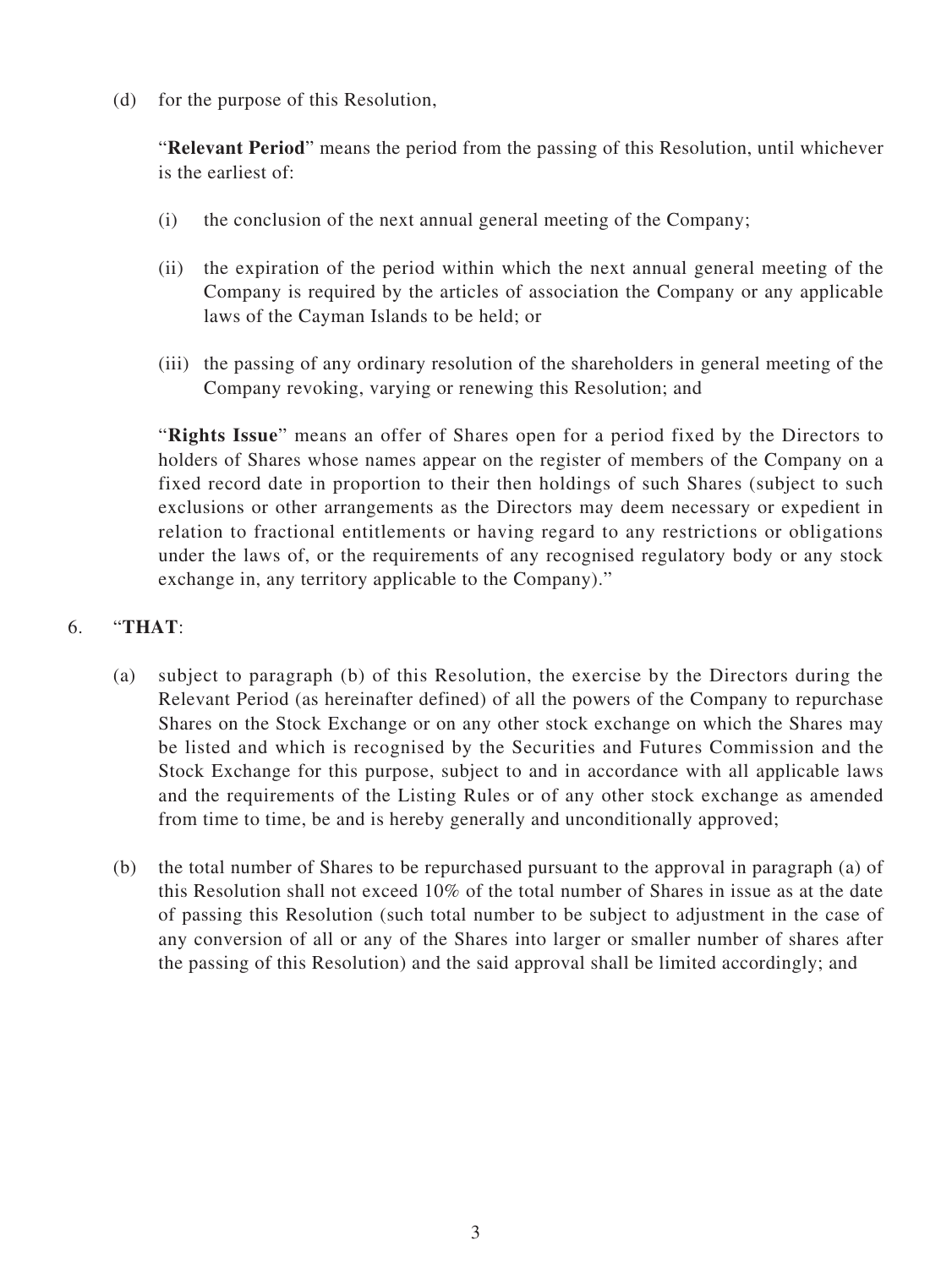(d) for the purpose of this Resolution,

"**Relevant Period**" means the period from the passing of this Resolution, until whichever is the earliest of:

(i) the conclusion of the next annual general meeting of the Company;

(ii) the expiration of the period within which the next annual general meeting of the Company is required by the articles of association the Company or any applicable laws of the Cayman Islands to be held; or

(iii) the passing of any ordinary resolution of the shareholders in general meeting of the Company revoking, varying or renewing this Resolution; and

"**Rights Issue**" means an offer of Shares open for a period fixed by the Directors to holders of Shares whose names appear on the register of members of the Company on a fixed record date in proportion to their then holdings of such Shares (subject to such exclusions or other arrangements as the Directors may deem necessary or expedient in relation to fractional entitlements or having regard to any restrictions or obligations under the laws of, or the requirements of any recognised regulatory body or any stock exchange in, any territory applicable to the Company)."

6. "**THAT**:

(a) subject to paragraph (b) of this Resolution, the exercise by the Directors during the Relevant Period (as hereinafter defined) of all the powers of the Company to repurchase Shares on the Stock Exchange or on any other stock exchange on which the Shares may be listed and which is recognised by the Securities and Futures Commission and the Stock Exchange for this purpose, subject to and in accordance with all applicable laws and the requirements of the Listing Rules or of any other stock exchange as amended from time to time, be and is hereby generally and unconditionally approved;

(b) the total number of Shares to be repurchased pursuant to the approval in paragraph (a) of this Resolution shall not exceed 10% of the total number of Shares in issue as at the date of passing this Resolution (such total number to be subject to adjustment in the case of any conversion of all or any of the Shares into larger or smaller number of shares after the passing of this Resolution) and the said approval shall be limited accordingly; and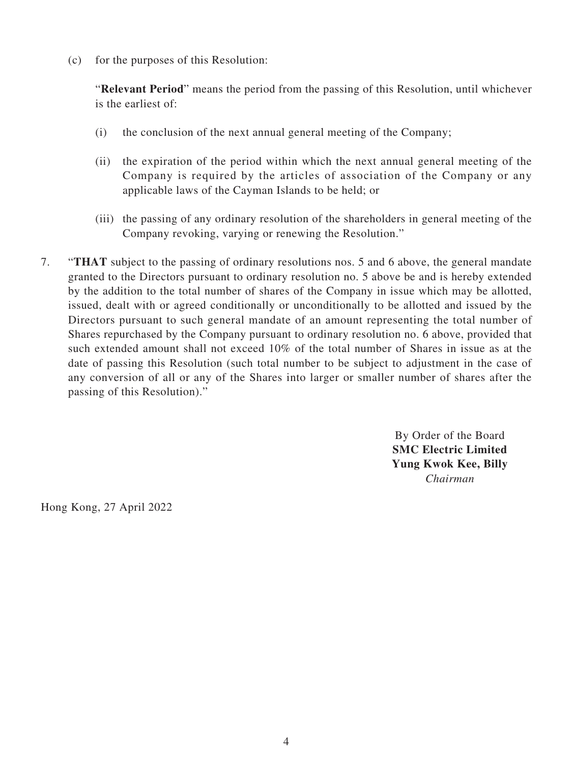(c) for the purposes of this Resolution:

"**Relevant Period**" means the period from the passing of this Resolution, until whichever is the earliest of:

(i) the conclusion of the next annual general meeting of the Company;

(ii) the expiration of the period within which the next annual general meeting of the Company is required by the articles of association of the Company or any applicable laws of the Cayman Islands to be held; or

(iii) the passing of any ordinary resolution of the shareholders in general meeting of the Company revoking, varying or renewing the Resolution."

7. "**THAT** subject to the passing of ordinary resolutions nos. 5 and 6 above, the general mandate granted to the Directors pursuant to ordinary resolution no. 5 above be and is hereby extended by the addition to the total number of shares of the Company in issue which may be allotted, issued, dealt with or agreed conditionally or unconditionally to be allotted and issued by the Directors pursuant to such general mandate of an amount representing the total number of Shares repurchased by the Company pursuant to ordinary resolution no. 6 above, provided that such extended amount shall not exceed 10% of the total number of Shares in issue as at the date of passing this Resolution (such total number to be subject to adjustment in the case of any conversion of all or any of the Shares into larger or smaller number of shares after the passing of this Resolution)."

By Order of the Board
**SMC Electric Limited**
**Yung Kwok Kee, Billy**
*Chairman*

Hong Kong, 27 April 2022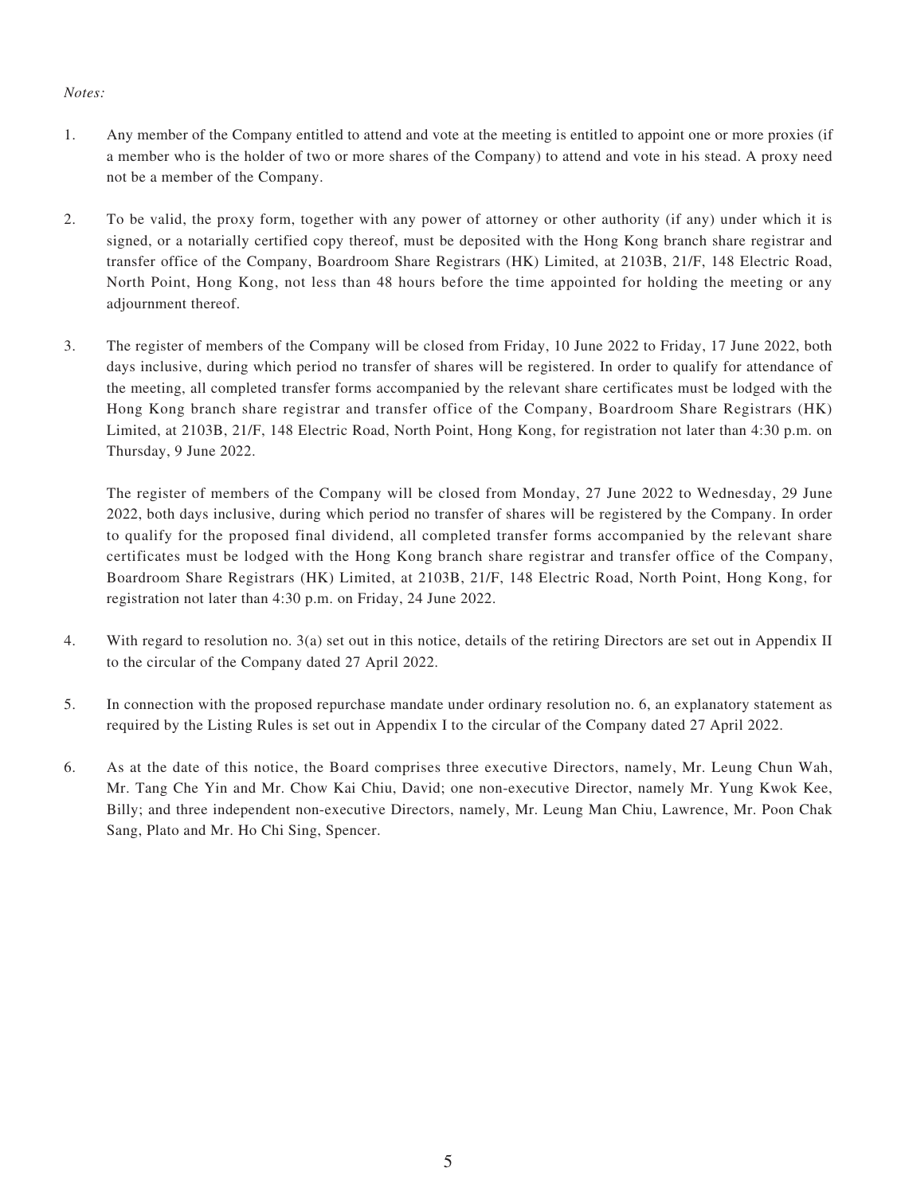*Notes:*

1. Any member of the Company entitled to attend and vote at the meeting is entitled to appoint one or more proxies (if a member who is the holder of two or more shares of the Company) to attend and vote in his stead. A proxy need not be a member of the Company.

2. To be valid, the proxy form, together with any power of attorney or other authority (if any) under which it is signed, or a notarially certified copy thereof, must be deposited with the Hong Kong branch share registrar and transfer office of the Company, Boardroom Share Registrars (HK) Limited, at 2103B, 21/F, 148 Electric Road, North Point, Hong Kong, not less than 48 hours before the time appointed for holding the meeting or any adjournment thereof.

3. The register of members of the Company will be closed from Friday, 10 June 2022 to Friday, 17 June 2022, both days inclusive, during which period no transfer of shares will be registered. In order to qualify for attendance of the meeting, all completed transfer forms accompanied by the relevant share certificates must be lodged with the Hong Kong branch share registrar and transfer office of the Company, Boardroom Share Registrars (HK) Limited, at 2103B, 21/F, 148 Electric Road, North Point, Hong Kong, for registration not later than 4:30 p.m. on Thursday, 9 June 2022.

   The register of members of the Company will be closed from Monday, 27 June 2022 to Wednesday, 29 June 2022, both days inclusive, during which period no transfer of shares will be registered by the Company. In order to qualify for the proposed final dividend, all completed transfer forms accompanied by the relevant share certificates must be lodged with the Hong Kong branch share registrar and transfer office of the Company, Boardroom Share Registrars (HK) Limited, at 2103B, 21/F, 148 Electric Road, North Point, Hong Kong, for registration not later than 4:30 p.m. on Friday, 24 June 2022.

4. With regard to resolution no. 3(a) set out in this notice, details of the retiring Directors are set out in Appendix II to the circular of the Company dated 27 April 2022.

5. In connection with the proposed repurchase mandate under ordinary resolution no. 6, an explanatory statement as required by the Listing Rules is set out in Appendix I to the circular of the Company dated 27 April 2022.

6. As at the date of this notice, the Board comprises three executive Directors, namely, Mr. Leung Chun Wah, Mr. Tang Che Yin and Mr. Chow Kai Chiu, David; one non-executive Director, namely Mr. Yung Kwok Kee, Billy; and three independent non-executive Directors, namely, Mr. Leung Man Chiu, Lawrence, Mr. Poon Chak Sang, Plato and Mr. Ho Chi Sing, Spencer.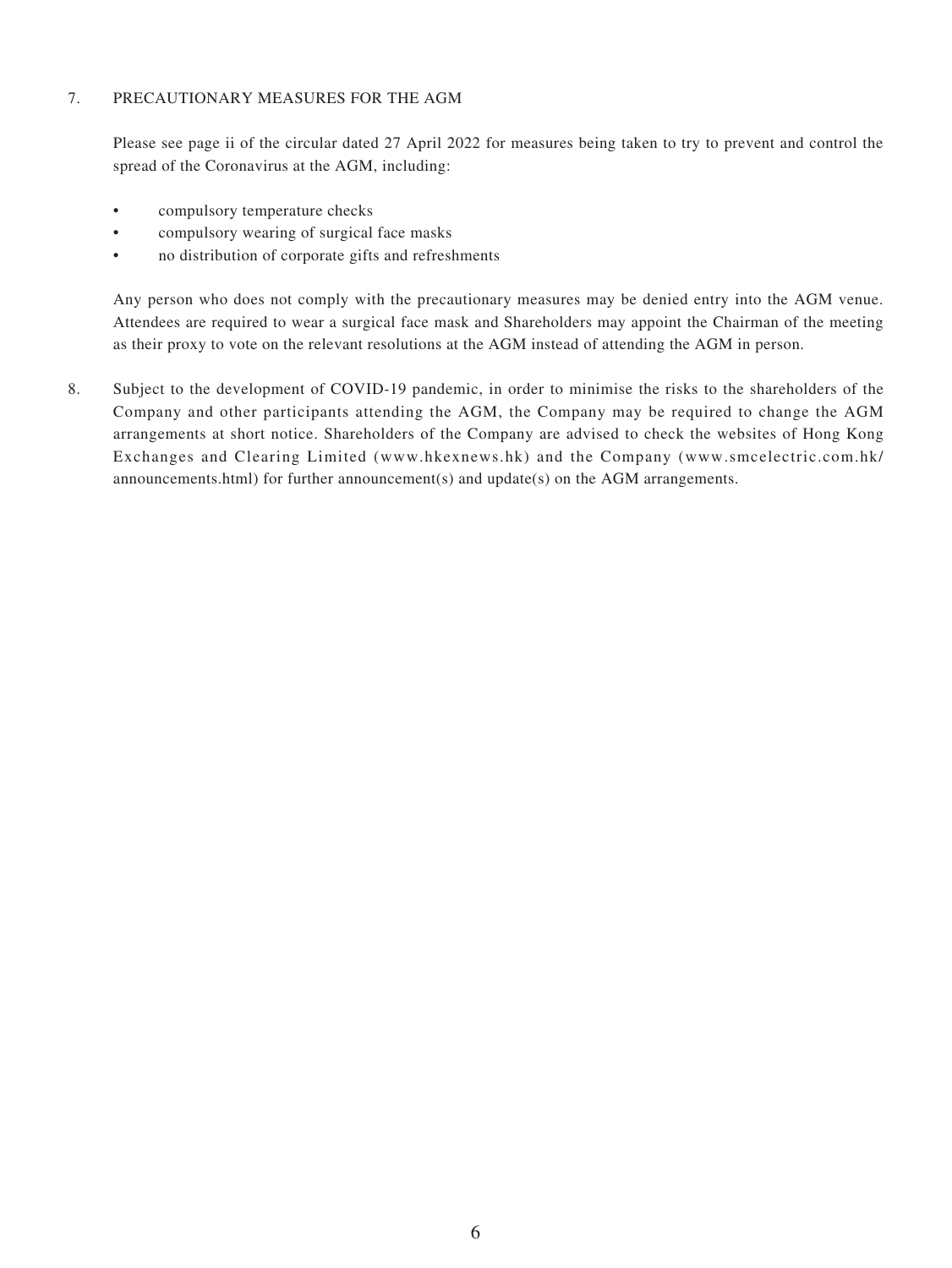7. PRECAUTIONARY MEASURES FOR THE AGM

   Please see page ii of the circular dated 27 April 2022 for measures being taken to try to prevent and control the spread of the Coronavirus at the AGM, including:

   - compulsory temperature checks
   - compulsory wearing of surgical face masks
   - no distribution of corporate gifts and refreshments

   Any person who does not comply with the precautionary measures may be denied entry into the AGM venue. Attendees are required to wear a surgical face mask and Shareholders may appoint the Chairman of the meeting as their proxy to vote on the relevant resolutions at the AGM instead of attending the AGM in person.

8. Subject to the development of COVID-19 pandemic, in order to minimise the risks to the shareholders of the Company and other participants attending the AGM, the Company may be required to change the AGM arrangements at short notice. Shareholders of the Company are advised to check the websites of Hong Kong Exchanges and Clearing Limited (www.hkexnews.hk) and the Company (www.smcelectric.com.hk/announcements.html) for further announcement(s) and update(s) on the AGM arrangements.